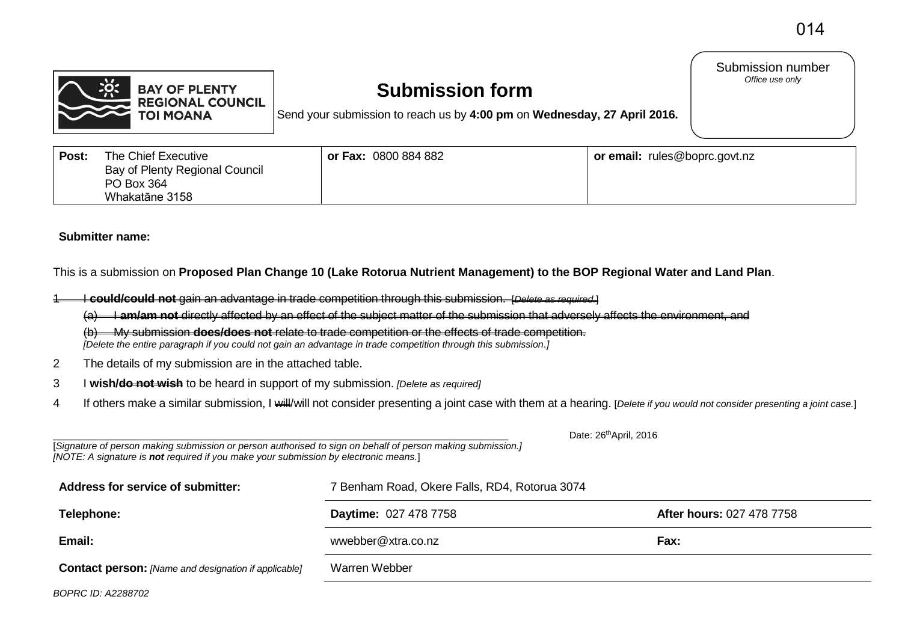014

**BAY OF PLENTY REGIONAL COUNCIL TOI MOANA**

# Submission form

Send your submission to reach us by **4:00 pm** on **Wednesday, 27 April 2016.**

| Submission number |
|---|
| *Office use only* |

| **Post:** The Chief Executive<br>Bay of Plenty Regional Council<br>PO Box 364<br>Whakatāne 3158 | **or Fax:** 0800 884 882 | **or email:** rules@boprc.govt.nz |
|---|---|---|

**Submitter name:**

This is a submission on **Proposed Plan Change 10 (Lake Rotorua Nutrient Management) to the BOP Regional Water and Land Plan**.

1 ~~I **could/could not** gain an advantage in trade competition through this submission. [*Delete as required*.]~~

(a) ~~I **am/am not** directly affected by an effect of the subject matter of the submission that adversely affects the environment, and~~

(b) ~~My submission **does/does not** relate to trade competition or the effects of trade competition.~~

*[Delete the entire paragraph if you could not gain an advantage in trade competition through this submission.]*

2 The details of my submission are in the attached table.

3 I **wish/~~do not wish~~** to be heard in support of my submission. *[Delete as required]*

4 If others make a similar submission, I ~~will~~/will not consider presenting a joint case with them at a hearing. [*Delete if you would not consider presenting a joint case.*]

______________________________________________ Date: 26th April, 2016

[*Signature of person making submission or person authorised to sign on behalf of person making submission.]*
*[NOTE: A signature is **not** required if you make your submission by electronic means.*]

| | | |
|---|---|---|
| **Address for service of submitter:** | 7 Benham Road, Okere Falls, RD4, Rotorua 3074 | |
| **Telephone:** | **Daytime:** 027 478 7758 | **After hours:** 027 478 7758 |
| **Email:** | wwebber@xtra.co.nz | **Fax:** |
| **Contact person:** *[Name and designation if applicable]* | Warren Webber | |

*BOPRC ID: A2288702*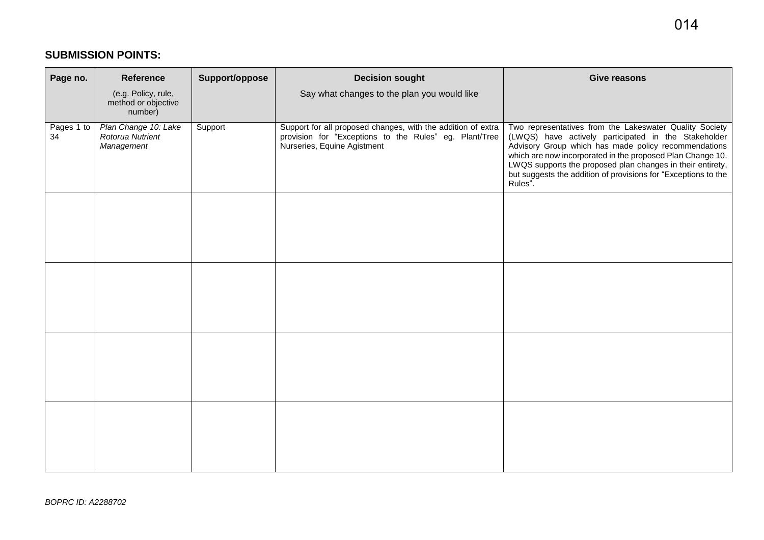## SUBMISSION POINTS:

| Page no. | Reference (e.g. Policy, rule, method or objective number) | Support/oppose | Decision sought Say what changes to the plan you would like | Give reasons |
|---|---|---|---|---|
| Pages 1 to 34 | *Plan Change 10: Lake Rotorua Nutrient Management* | Support | Support for all proposed changes, with the addition of extra provision for "Exceptions to the Rules" eg. Plant/Tree Nurseries, Equine Agistment | Two representatives from the Lakeswater Quality Society (LWQS) have actively participated in the Stakeholder Advisory Group which has made policy recommendations which are now incorporated in the proposed Plan Change 10. LWQS supports the proposed plan changes in their entirety, but suggests the addition of provisions for "Exceptions to the Rules". |
| | | | | |
| | | | | |
| | | | | |
| | | | | |

*BOPRC ID: A2288702*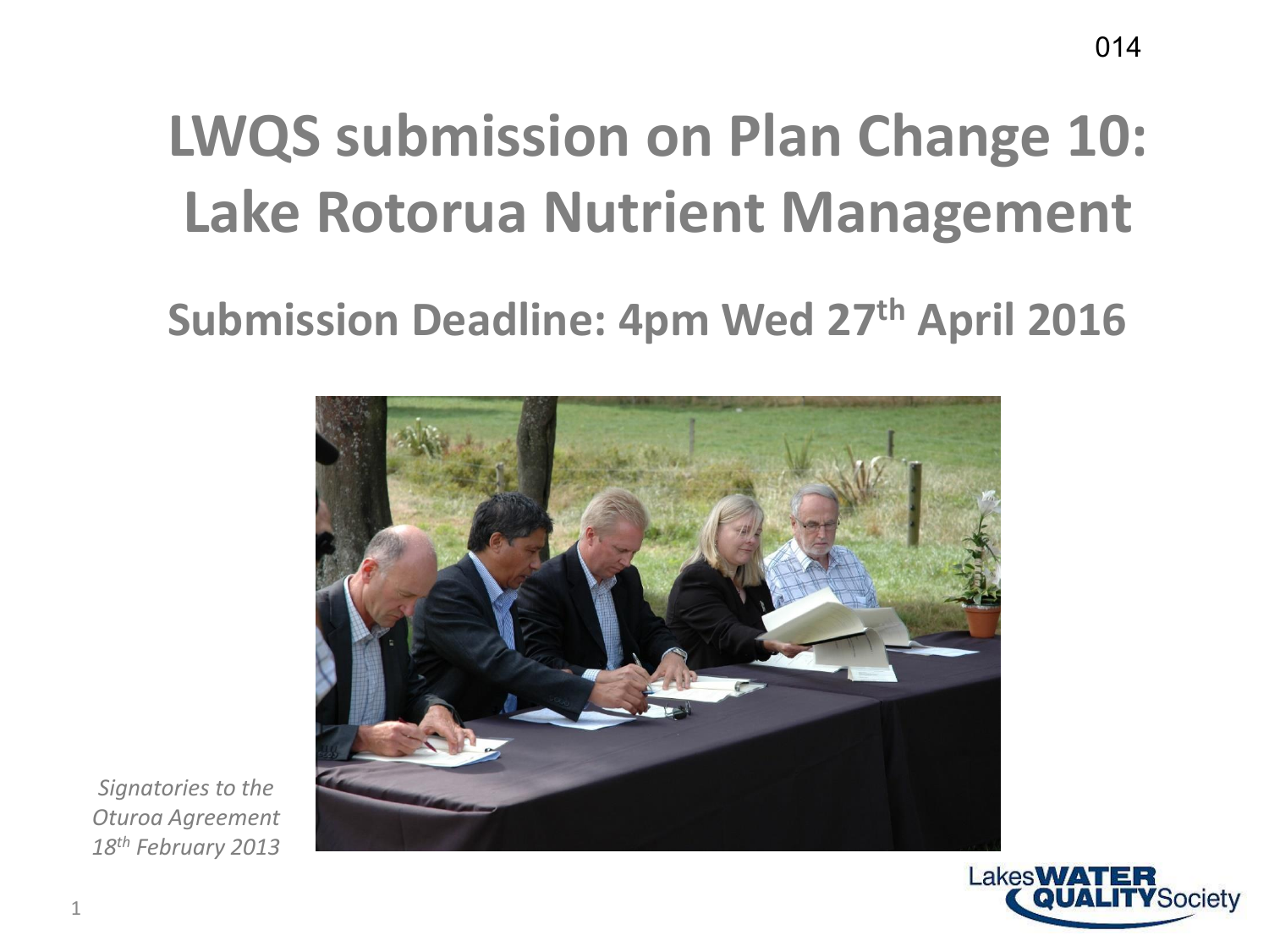# LWQS submission on Plan Change 10: Lake Rotorua Nutrient Management

## Submission Deadline: 4pm Wed 27th April 2016

*Signatories to the Oturoa Agreement 18th February 2013*

Lakes WATER QUALITY Society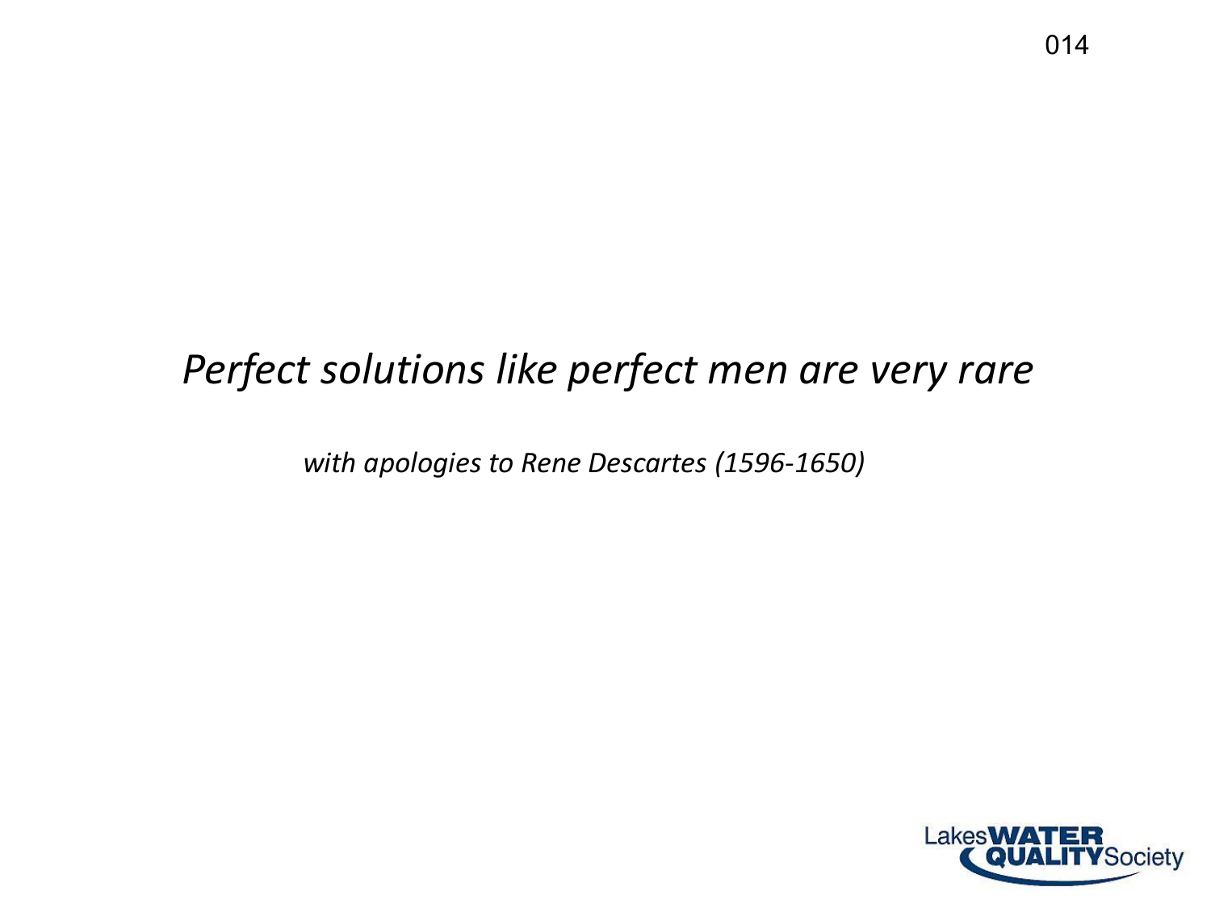*Perfect solutions like perfect men are very rare*

*with apologies to Rene Descartes (1596-1650)*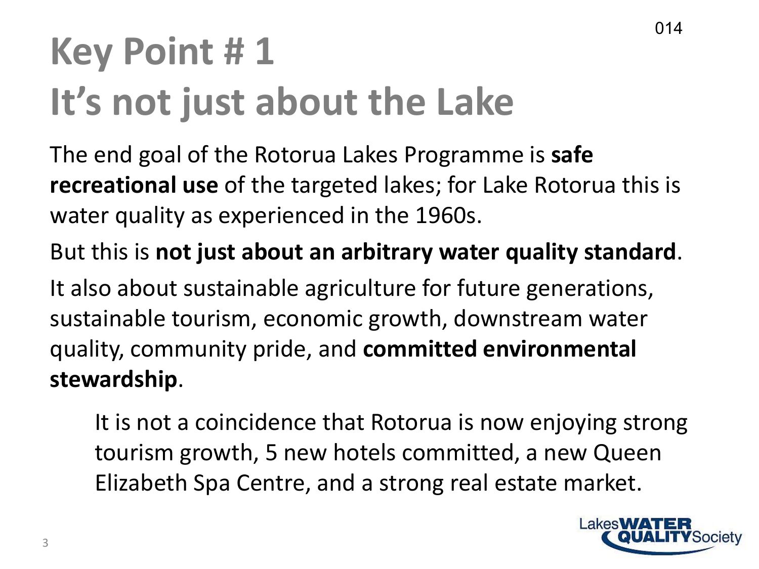# Key Point # 1
# It's not just about the Lake

The end goal of the Rotorua Lakes Programme is **safe recreational use** of the targeted lakes; for Lake Rotorua this is water quality as experienced in the 1960s.

But this is **not just about an arbitrary water quality standard**.

It also about sustainable agriculture for future generations, sustainable tourism, economic growth, downstream water quality, community pride, and **committed environmental stewardship**.

> It is not a coincidence that Rotorua is now enjoying strong tourism growth, 5 new hotels committed, a new Queen Elizabeth Spa Centre, and a strong real estate market.

Lakes WATER QUALITY Society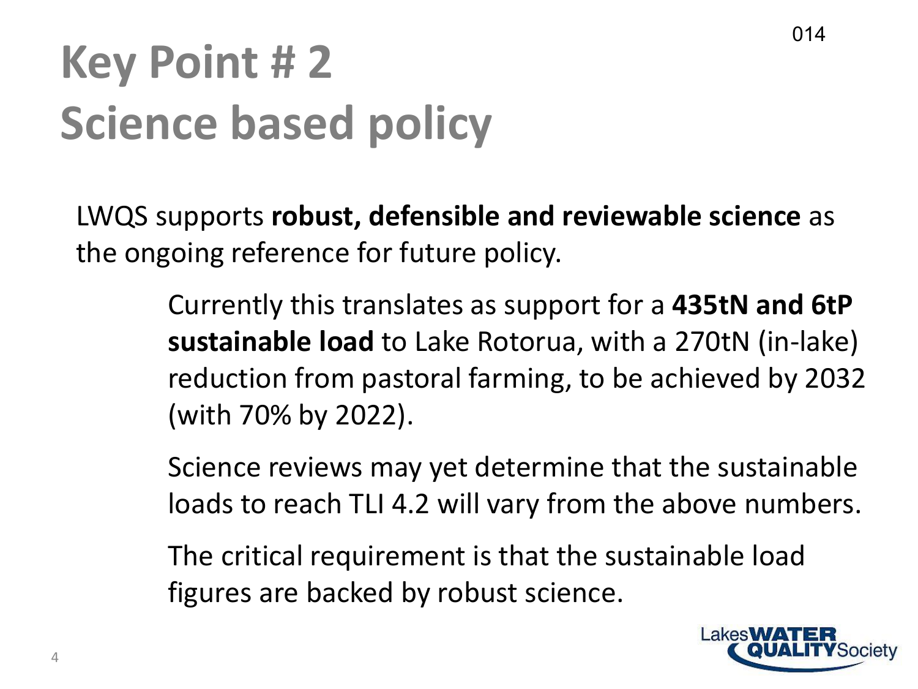# Key Point # 2
# Science based policy

LWQS supports **robust, defensible and reviewable science** as the ongoing reference for future policy.

> Currently this translates as support for a **435tN and 6tP sustainable load** to Lake Rotorua, with a 270tN (in-lake) reduction from pastoral farming, to be achieved by 2032 (with 70% by 2022).
>
> Science reviews may yet determine that the sustainable loads to reach TLI 4.2 will vary from the above numbers.
>
> The critical requirement is that the sustainable load figures are backed by robust science.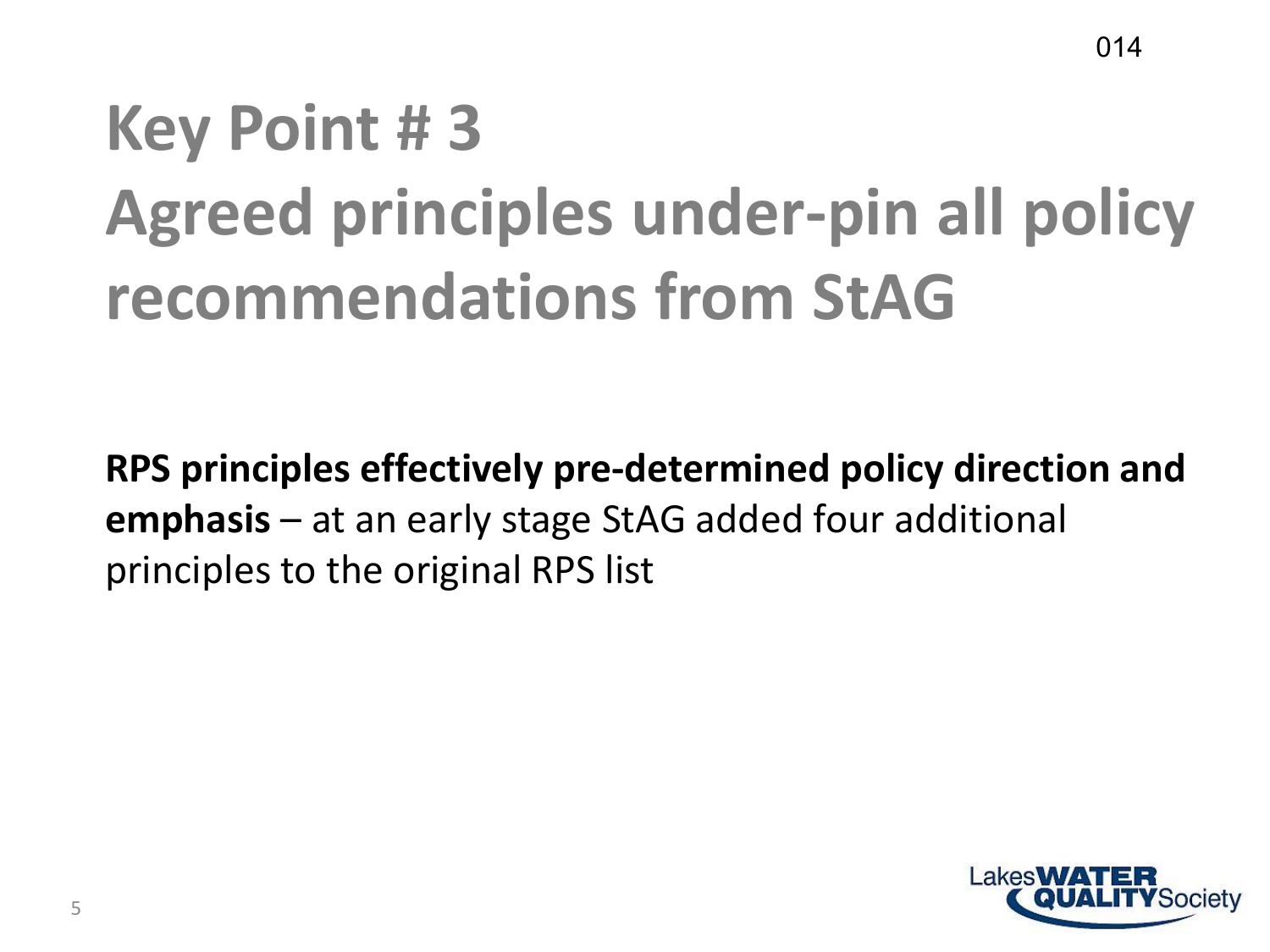# Key Point # 3
# Agreed principles under-pin all policy recommendations from StAG

**RPS principles effectively pre-determined policy direction and emphasis** – at an early stage StAG added four additional principles to the original RPS list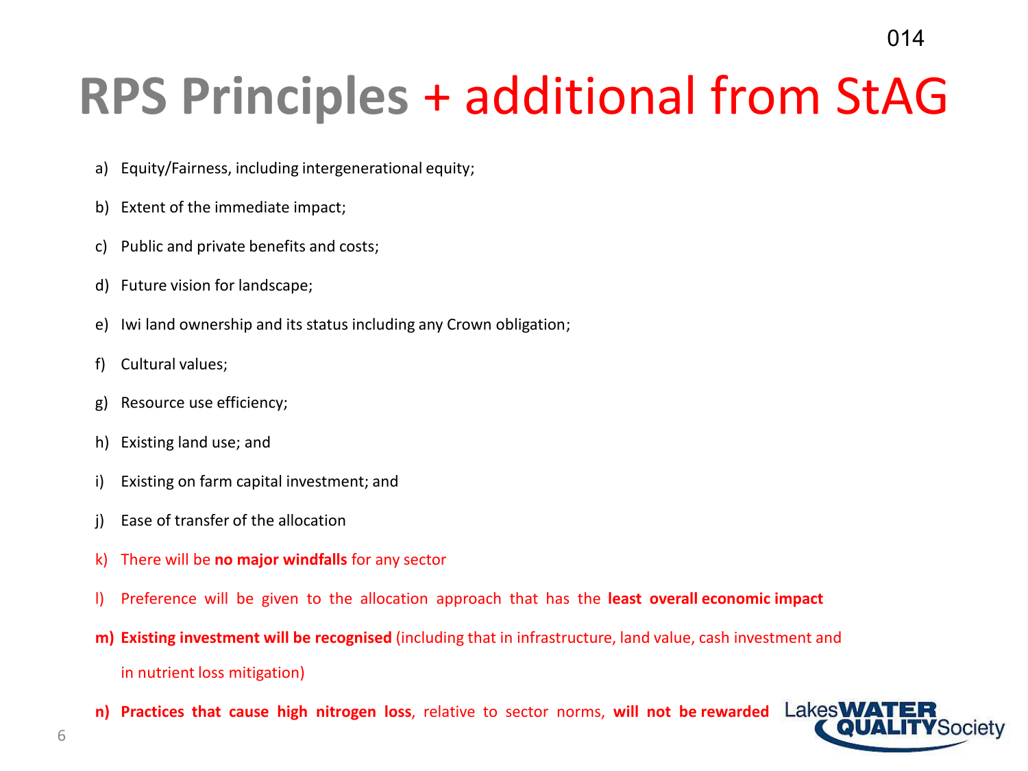# RPS Principles + additional from StAG

a) Equity/Fairness, including intergenerational equity;

b) Extent of the immediate impact;

c) Public and private benefits and costs;

d) Future vision for landscape;

e) Iwi land ownership and its status including any Crown obligation;

f) Cultural values;

g) Resource use efficiency;

h) Existing land use; and

i) Existing on farm capital investment; and

j) Ease of transfer of the allocation

k) There will be **no major windfalls** for any sector

l) Preference will be given to the allocation approach that has the **least overall economic impact**

**m) Existing investment will be recognised** (including that in infrastructure, land value, cash investment and in nutrient loss mitigation)

**n) Practices that cause high nitrogen loss**, relative to sector norms, **will not be rewarded**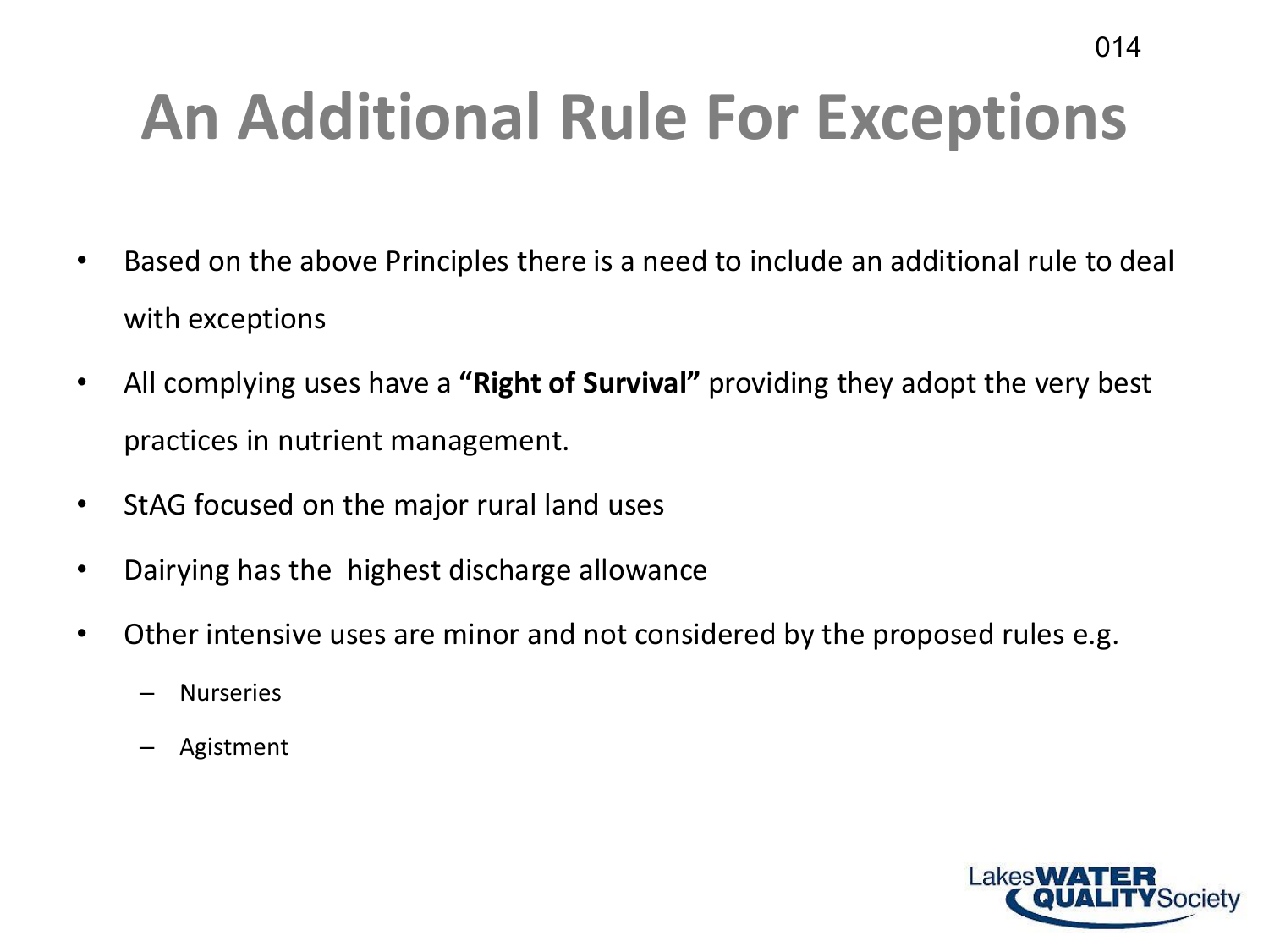# An Additional Rule For Exceptions

- Based on the above Principles there is a need to include an additional rule to deal with exceptions
- All complying uses have a **"Right of Survival"** providing they adopt the very best practices in nutrient management.
- StAG focused on the major rural land uses
- Dairying has the highest discharge allowance
- Other intensive uses are minor and not considered by the proposed rules e.g.
  - Nurseries
  - Agistment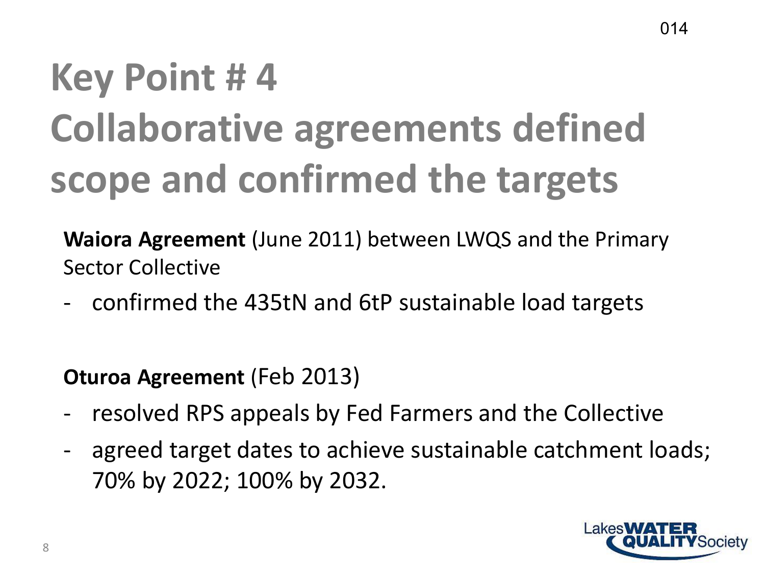# Key Point # 4
# Collaborative agreements defined scope and confirmed the targets

**Waiora Agreement** (June 2011) between LWQS and the Primary Sector Collective

- confirmed the 435tN and 6tP sustainable load targets

**Oturoa Agreement** (Feb 2013)

- resolved RPS appeals by Fed Farmers and the Collective
- agreed target dates to achieve sustainable catchment loads; 70% by 2022; 100% by 2032.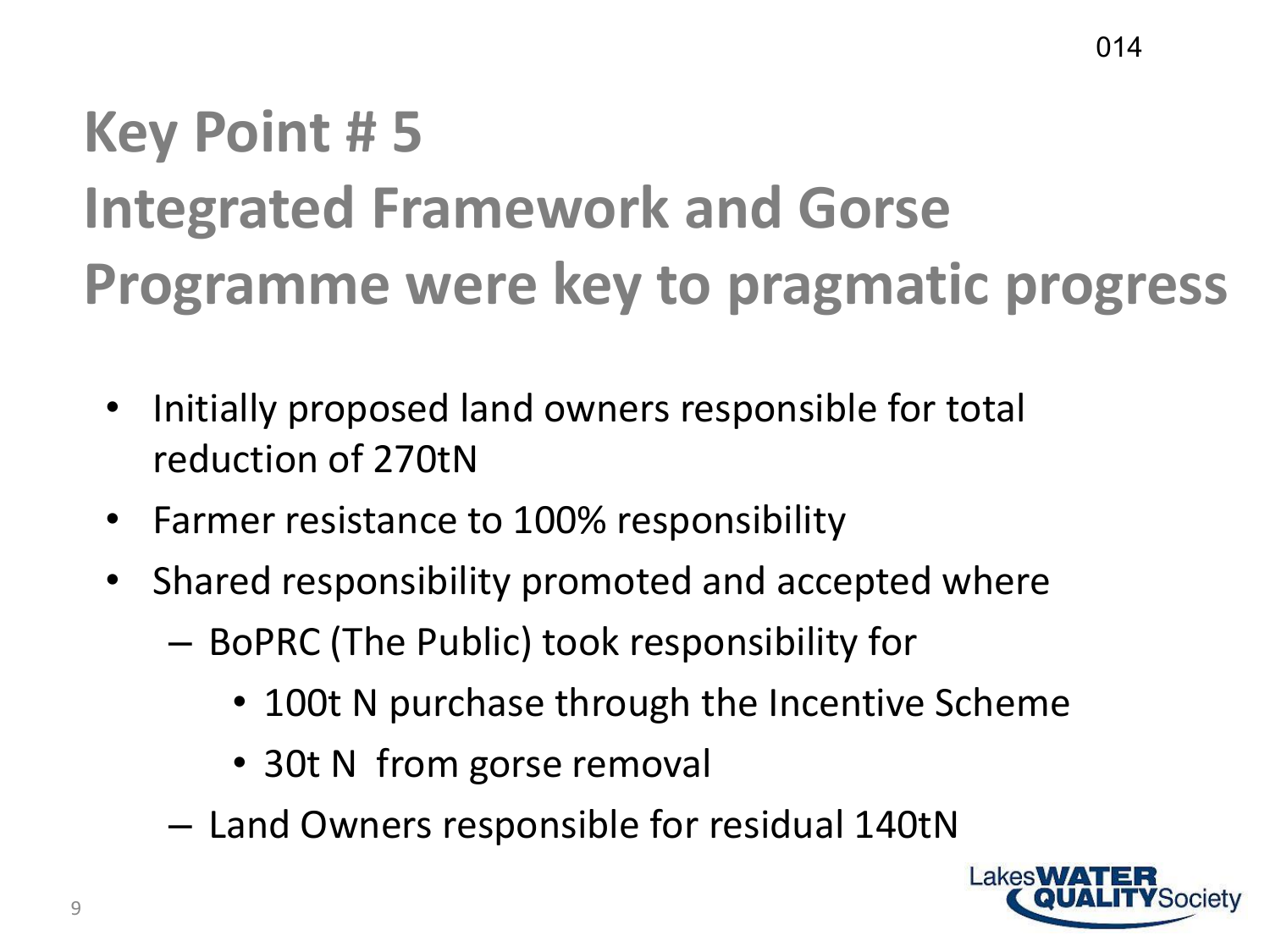# Key Point # 5
# Integrated Framework and Gorse Programme were key to pragmatic progress

- Initially proposed land owners responsible for total reduction of 270tN
- Farmer resistance to 100% responsibility
- Shared responsibility promoted and accepted where
  - BoPRC (The Public) took responsibility for
    - 100t N purchase through the Incentive Scheme
    - 30t N from gorse removal
  - Land Owners responsible for residual 140tN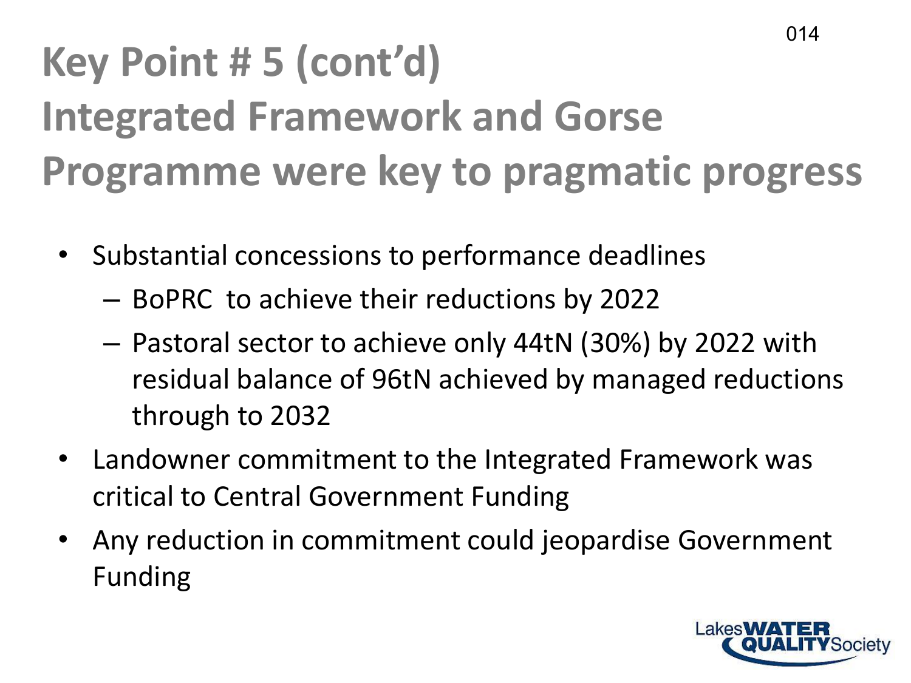# Key Point # 5 (cont'd) Integrated Framework and Gorse Programme were key to pragmatic progress

- Substantial concessions to performance deadlines
  - BoPRC to achieve their reductions by 2022
  - Pastoral sector to achieve only 44tN (30%) by 2022 with residual balance of 96tN achieved by managed reductions through to 2032
- Landowner commitment to the Integrated Framework was critical to Central Government Funding
- Any reduction in commitment could jeopardise Government Funding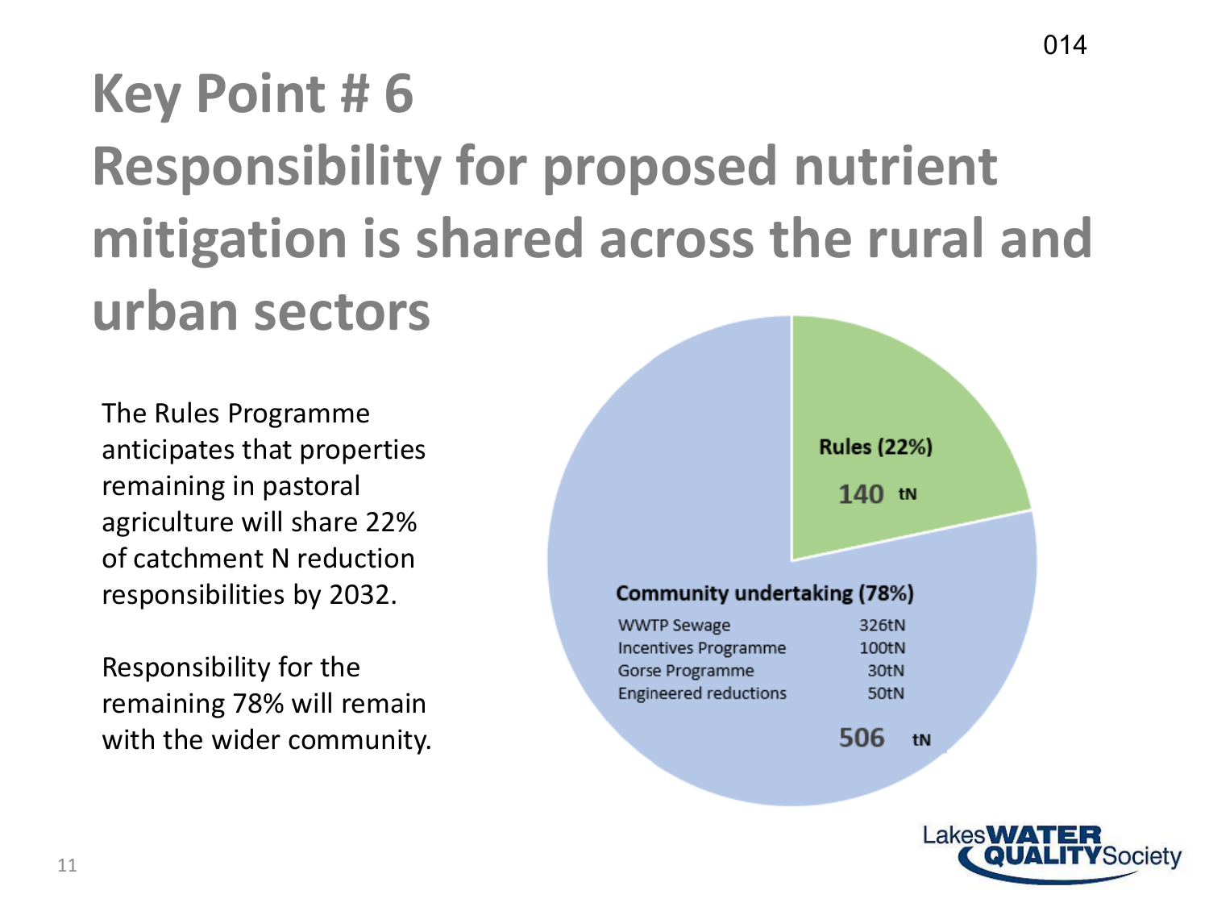# Key Point # 6

# Responsibility for proposed nutrient mitigation is shared across the rural and urban sectors

The Rules Programme anticipates that properties remaining in pastoral agriculture will share 22% of catchment N reduction responsibilities by 2032.

Responsibility for the remaining 78% will remain with the wider community.

**Rules (22%)**

**140 tN**

**Community undertaking (78%)**

| | |
|---|---|
| WWTP Sewage | 326tN |
| Incentives Programme | 100tN |
| Gorse Programme | 30tN |
| Engineered reductions | 50tN |

**506 tN**

Lakes WATER QUALITY Society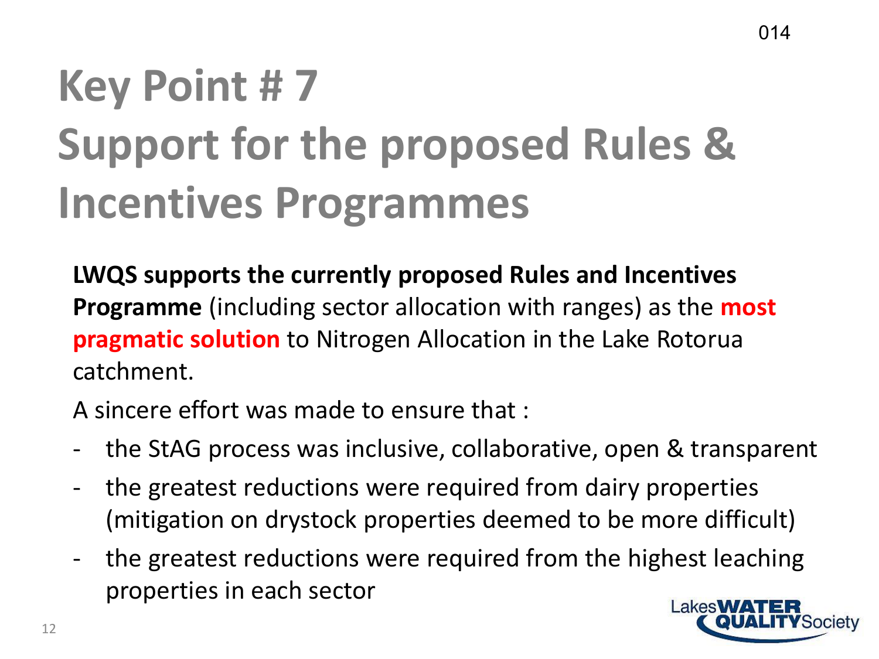# Key Point # 7
# Support for the proposed Rules & Incentives Programmes

**LWQS supports the currently proposed Rules and Incentives Programme** (including sector allocation with ranges) as the **most pragmatic solution** to Nitrogen Allocation in the Lake Rotorua catchment.

A sincere effort was made to ensure that :

- the StAG process was inclusive, collaborative, open & transparent
- the greatest reductions were required from dairy properties (mitigation on drystock properties deemed to be more difficult)
- the greatest reductions were required from the highest leaching properties in each sector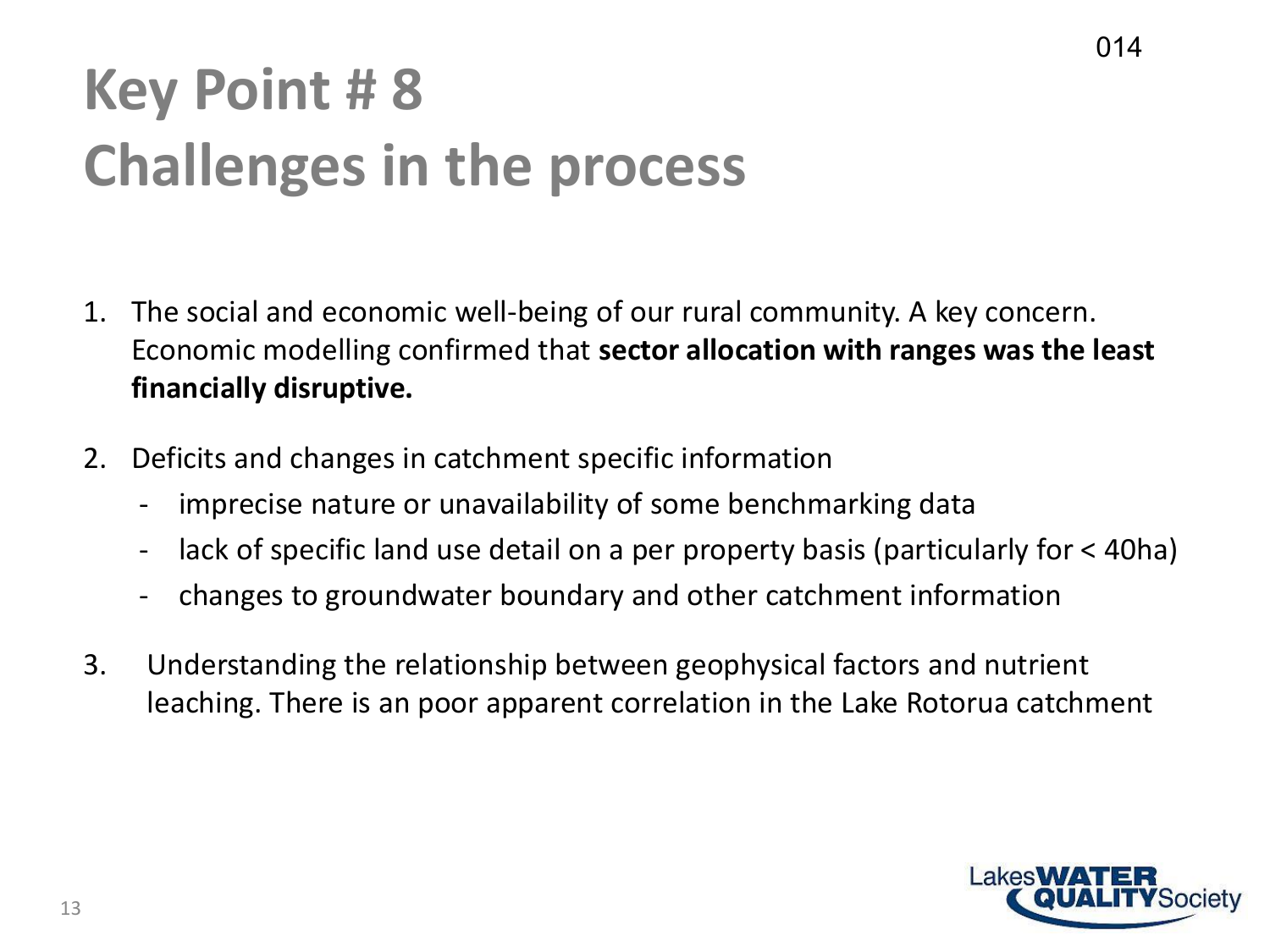# Key Point # 8
# Challenges in the process

1. The social and economic well-being of our rural community. A key concern. Economic modelling confirmed that **sector allocation with ranges was the least financially disruptive.**

2. Deficits and changes in catchment specific information
   - imprecise nature or unavailability of some benchmarking data
   - lack of specific land use detail on a per property basis (particularly for < 40ha)
   - changes to groundwater boundary and other catchment information

3. Understanding the relationship between geophysical factors and nutrient leaching. There is an poor apparent correlation in the Lake Rotorua catchment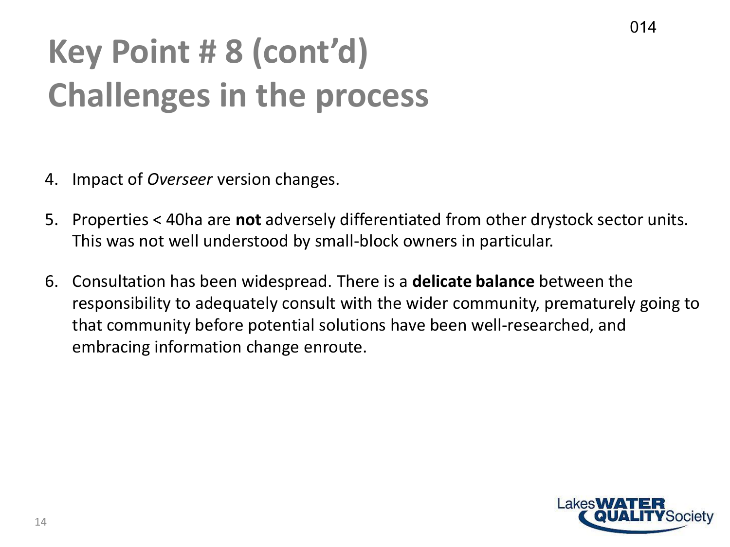# Key Point # 8 (cont'd) Challenges in the process

4. Impact of *Overseer* version changes.

5. Properties < 40ha are **not** adversely differentiated from other drystock sector units. This was not well understood by small-block owners in particular.

6. Consultation has been widespread. There is a **delicate balance** between the responsibility to adequately consult with the wider community, prematurely going to that community before potential solutions have been well-researched, and embracing information change enroute.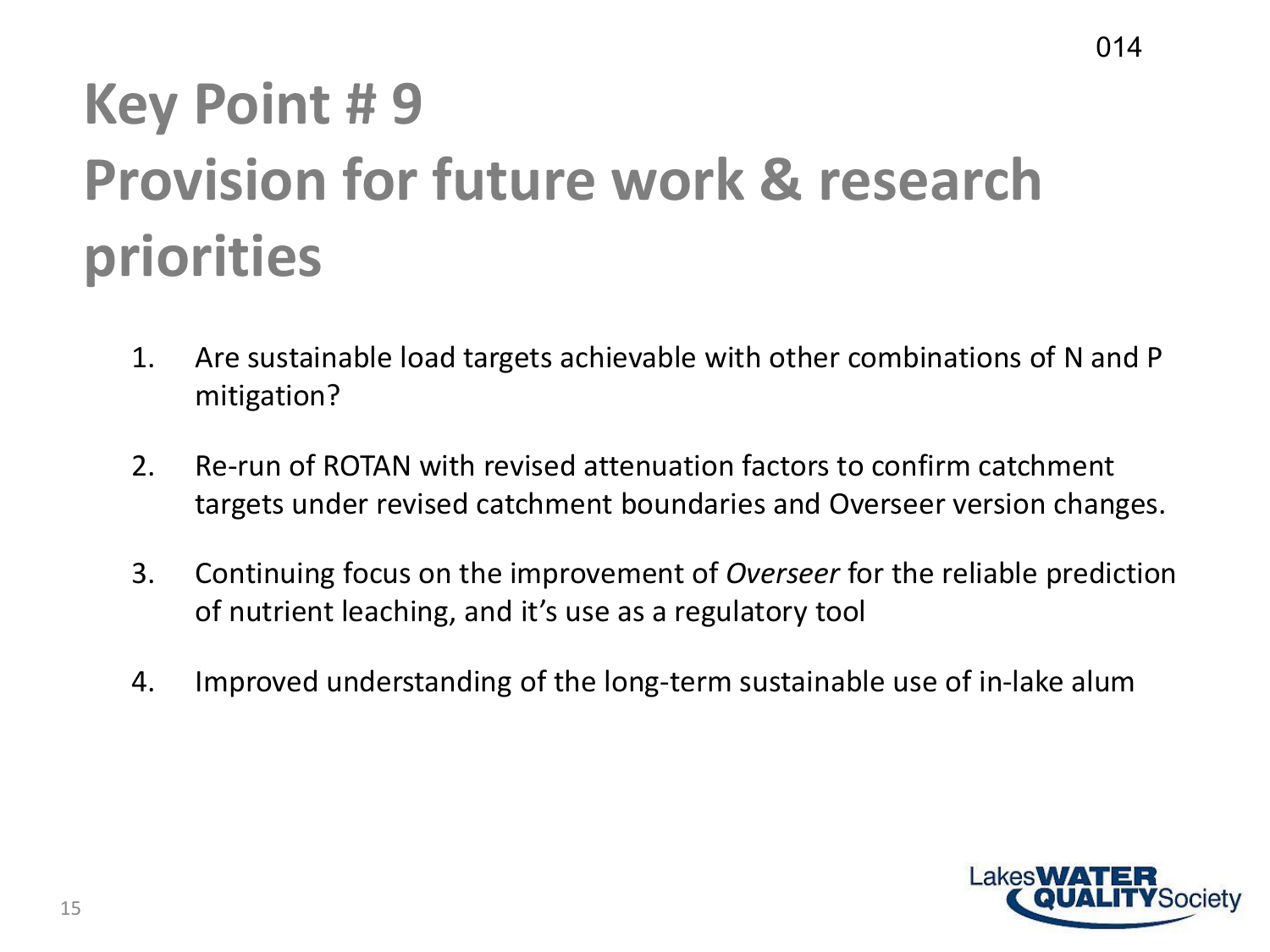# Key Point # 9
# Provision for future work & research priorities

1. Are sustainable load targets achievable with other combinations of N and P mitigation?
2. Re-run of ROTAN with revised attenuation factors to confirm catchment targets under revised catchment boundaries and Overseer version changes.
3. Continuing focus on the improvement of *Overseer* for the reliable prediction of nutrient leaching, and it's use as a regulatory tool
4. Improved understanding of the long-term sustainable use of in-lake alum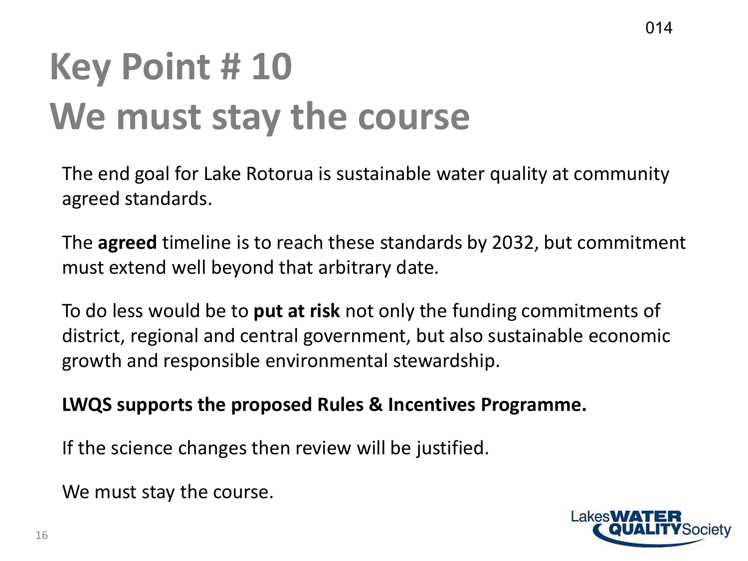# Key Point # 10
# We must stay the course

The end goal for Lake Rotorua is sustainable water quality at community agreed standards.

The **agreed** timeline is to reach these standards by 2032, but commitment must extend well beyond that arbitrary date.

To do less would be to **put at risk** not only the funding commitments of district, regional and central government, but also sustainable economic growth and responsible environmental stewardship.

**LWQS supports the proposed Rules & Incentives Programme.**

If the science changes then review will be justified.

We must stay the course.